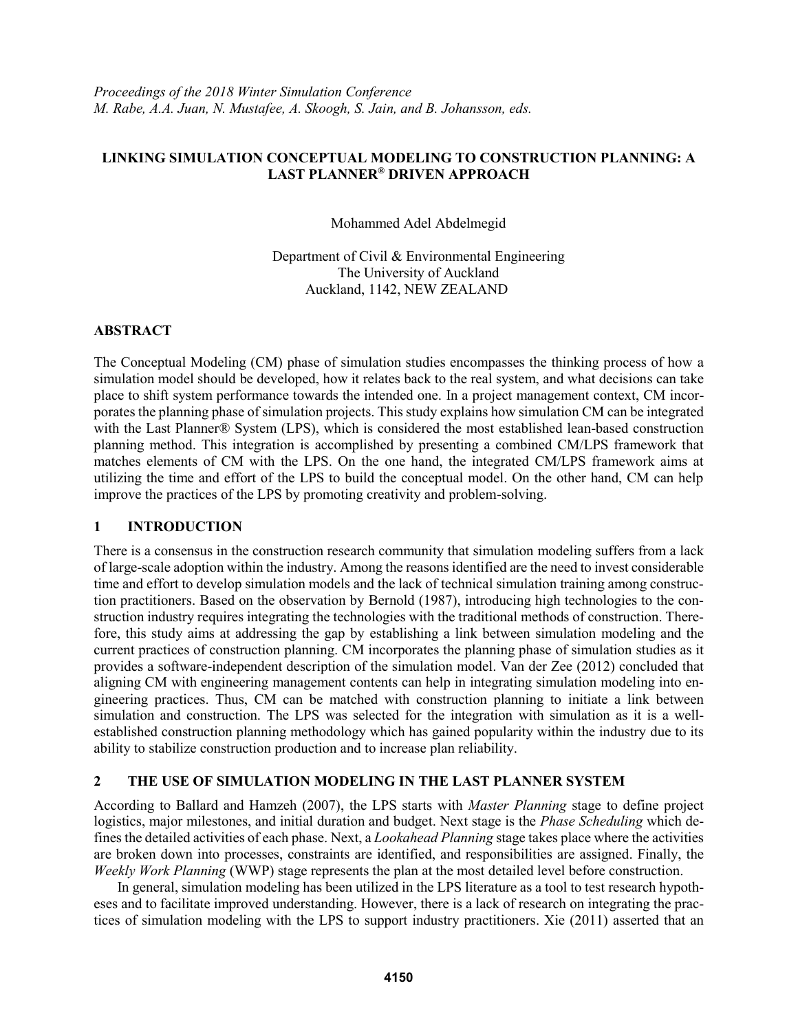*Proceedings of the 2018 Winter Simulation Conference*
*M. Rabe, A.A. Juan, N. Mustafee, A. Skoogh, S. Jain, and B. Johansson, eds.*

# LINKING SIMULATION CONCEPTUAL MODELING TO CONSTRUCTION PLANNING: A LAST PLANNER® DRIVEN APPROACH

Mohammed Adel Abdelmegid

Department of Civil & Environmental Engineering
The University of Auckland
Auckland, 1142, NEW ZEALAND

## ABSTRACT

The Conceptual Modeling (CM) phase of simulation studies encompasses the thinking process of how a simulation model should be developed, how it relates back to the real system, and what decisions can take place to shift system performance towards the intended one. In a project management context, CM incorporates the planning phase of simulation projects. This study explains how simulation CM can be integrated with the Last Planner® System (LPS), which is considered the most established lean-based construction planning method. This integration is accomplished by presenting a combined CM/LPS framework that matches elements of CM with the LPS. On the one hand, the integrated CM/LPS framework aims at utilizing the time and effort of the LPS to build the conceptual model. On the other hand, CM can help improve the practices of the LPS by promoting creativity and problem-solving.

## 1 INTRODUCTION

There is a consensus in the construction research community that simulation modeling suffers from a lack of large-scale adoption within the industry. Among the reasons identified are the need to invest considerable time and effort to develop simulation models and the lack of technical simulation training among construction practitioners. Based on the observation by Bernold (1987), introducing high technologies to the construction industry requires integrating the technologies with the traditional methods of construction. Therefore, this study aims at addressing the gap by establishing a link between simulation modeling and the current practices of construction planning. CM incorporates the planning phase of simulation studies as it provides a software-independent description of the simulation model. Van der Zee (2012) concluded that aligning CM with engineering management contents can help in integrating simulation modeling into engineering practices. Thus, CM can be matched with construction planning to initiate a link between simulation and construction. The LPS was selected for the integration with simulation as it is a well-established construction planning methodology which has gained popularity within the industry due to its ability to stabilize construction production and to increase plan reliability.

## 2 THE USE OF SIMULATION MODELING IN THE LAST PLANNER SYSTEM

According to Ballard and Hamzeh (2007), the LPS starts with *Master Planning* stage to define project logistics, major milestones, and initial duration and budget. Next stage is the *Phase Scheduling* which defines the detailed activities of each phase. Next, a *Lookahead Planning* stage takes place where the activities are broken down into processes, constraints are identified, and responsibilities are assigned. Finally, the *Weekly Work Planning* (WWP) stage represents the plan at the most detailed level before construction.

In general, simulation modeling has been utilized in the LPS literature as a tool to test research hypotheses and to facilitate improved understanding. However, there is a lack of research on integrating the practices of simulation modeling with the LPS to support industry practitioners. Xie (2011) asserted that an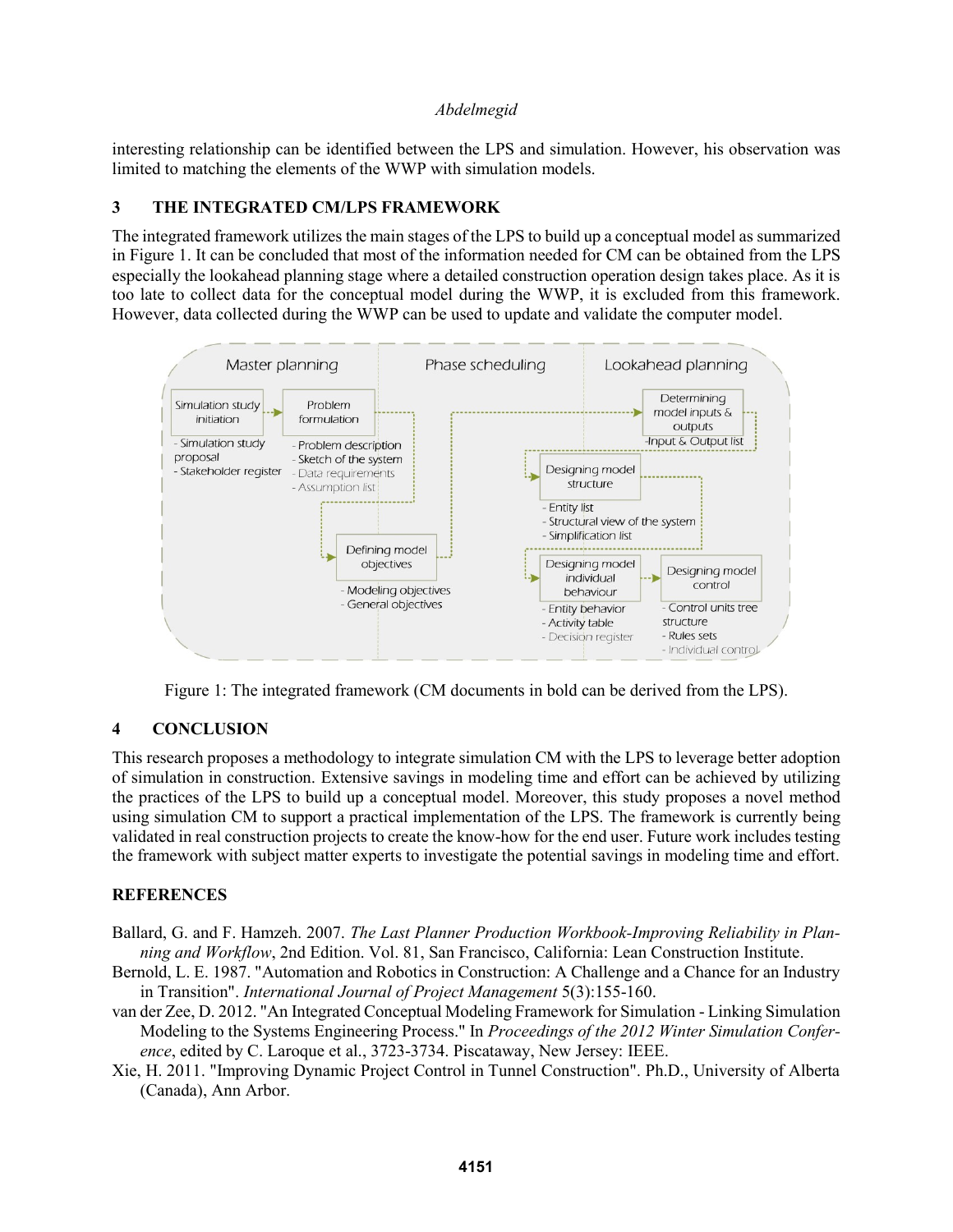interesting relationship can be identified between the LPS and simulation. However, his observation was limited to matching the elements of the WWP with simulation models.

## 3 THE INTEGRATED CM/LPS FRAMEWORK

The integrated framework utilizes the main stages of the LPS to build up a conceptual model as summarized in Figure 1. It can be concluded that most of the information needed for CM can be obtained from the LPS especially the lookahead planning stage where a detailed construction operation design takes place. As it is too late to collect data for the conceptual model during the WWP, it is excluded from this framework. However, data collected during the WWP can be used to update and validate the computer model.

Master planning
Phase scheduling
Lookahead planning

Simulation study initiation
- Simulation study proposal
- Stakeholder register

Problem formulation
- Problem description
- Sketch of the system
- Data requirements
- Assumption list

Defining model objectives
- Modeling objectives
- General objectives

Determining model inputs & outputs
-Input & Output list

Designing model structure
- Entity list
- Structural view of the system
- Simplification list

Designing model individual behaviour
- Entity behavior
- Activity table
- Decision register

Designing model control
- Control units tree structure
- Rules sets
- Individual control

Figure 1: The integrated framework (CM documents in bold can be derived from the LPS).

## 4 CONCLUSION

This research proposes a methodology to integrate simulation CM with the LPS to leverage better adoption of simulation in construction. Extensive savings in modeling time and effort can be achieved by utilizing the practices of the LPS to build up a conceptual model. Moreover, this study proposes a novel method using simulation CM to support a practical implementation of the LPS. The framework is currently being validated in real construction projects to create the know-how for the end user. Future work includes testing the framework with subject matter experts to investigate the potential savings in modeling time and effort.

## REFERENCES

Ballard, G. and F. Hamzeh. 2007. *The Last Planner Production Workbook-Improving Reliability in Planning and Workflow*, 2nd Edition. Vol. 81, San Francisco, California: Lean Construction Institute.

Bernold, L. E. 1987. "Automation and Robotics in Construction: A Challenge and a Chance for an Industry in Transition". *International Journal of Project Management* 5(3):155-160.

van der Zee, D. 2012. "An Integrated Conceptual Modeling Framework for Simulation - Linking Simulation Modeling to the Systems Engineering Process." In *Proceedings of the 2012 Winter Simulation Conference*, edited by C. Laroque et al., 3723-3734. Piscataway, New Jersey: IEEE.

Xie, H. 2011. "Improving Dynamic Project Control in Tunnel Construction". Ph.D., University of Alberta (Canada), Ann Arbor.